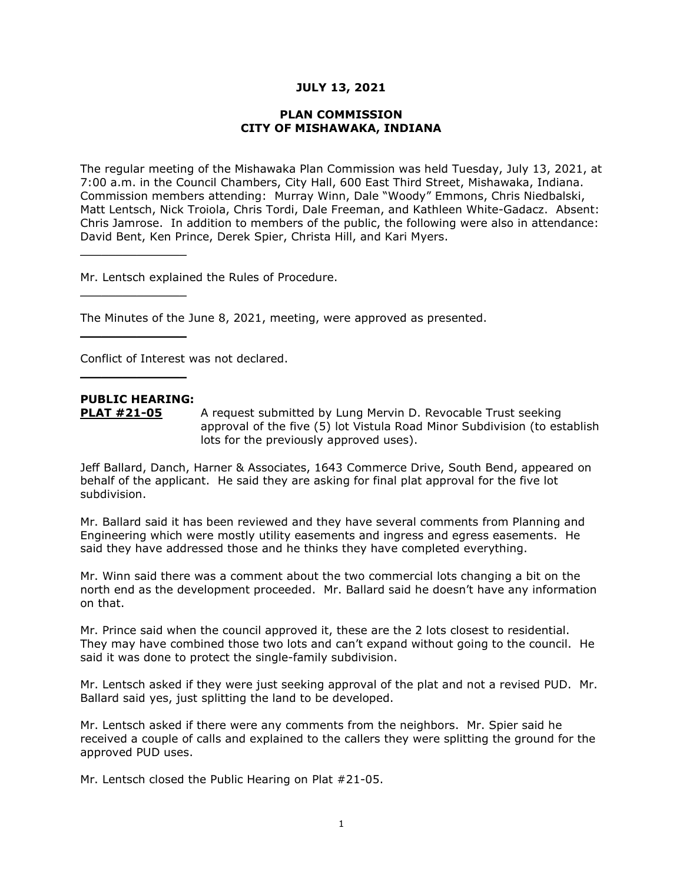**JULY 13, 2021**

**PLAN COMMISSION**
**CITY OF MISHAWAKA, INDIANA**

The regular meeting of the Mishawaka Plan Commission was held Tuesday, July 13, 2021, at 7:00 a.m. in the Council Chambers, City Hall, 600 East Third Street, Mishawaka, Indiana. Commission members attending: Murray Winn, Dale "Woody" Emmons, Chris Niedbalski, Matt Lentsch, Nick Troiola, Chris Tordi, Dale Freeman, and Kathleen White-Gadacz. Absent: Chris Jamrose. In addition to members of the public, the following were also in attendance: David Bent, Ken Prince, Derek Spier, Christa Hill, and Kari Myers.

---

Mr. Lentsch explained the Rules of Procedure.

---

The Minutes of the June 8, 2021, meeting, were approved as presented.

---

Conflict of Interest was not declared.

---

**PUBLIC HEARING:**

**PLAT #21-05** A request submitted by Lung Mervin D. Revocable Trust seeking approval of the five (5) lot Vistula Road Minor Subdivision (to establish lots for the previously approved uses).

Jeff Ballard, Danch, Harner & Associates, 1643 Commerce Drive, South Bend, appeared on behalf of the applicant. He said they are asking for final plat approval for the five lot subdivision.

Mr. Ballard said it has been reviewed and they have several comments from Planning and Engineering which were mostly utility easements and ingress and egress easements. He said they have addressed those and he thinks they have completed everything.

Mr. Winn said there was a comment about the two commercial lots changing a bit on the north end as the development proceeded. Mr. Ballard said he doesn't have any information on that.

Mr. Prince said when the council approved it, these are the 2 lots closest to residential. They may have combined those two lots and can't expand without going to the council. He said it was done to protect the single-family subdivision.

Mr. Lentsch asked if they were just seeking approval of the plat and not a revised PUD. Mr. Ballard said yes, just splitting the land to be developed.

Mr. Lentsch asked if there were any comments from the neighbors. Mr. Spier said he received a couple of calls and explained to the callers they were splitting the ground for the approved PUD uses.

Mr. Lentsch closed the Public Hearing on Plat #21-05.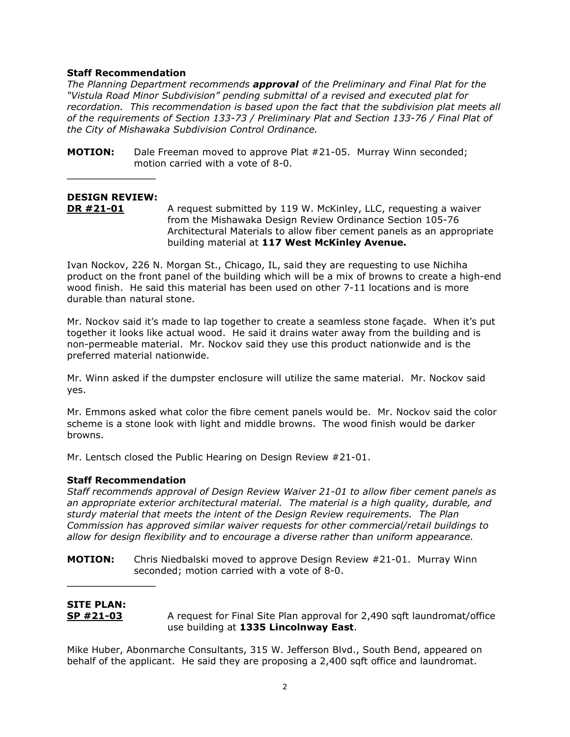**Staff Recommendation**

*The Planning Department recommends **approval** of the Preliminary and Final Plat for the "Vistula Road Minor Subdivision" pending submittal of a revised and executed plat for recordation. This recommendation is based upon the fact that the subdivision plat meets all of the requirements of Section 133-73 / Preliminary Plat and Section 133-76 / Final Plat of the City of Mishawaka Subdivision Control Ordinance.*

**MOTION:** Dale Freeman moved to approve Plat #21-05. Murray Winn seconded; motion carried with a vote of 8-0.

---

**DESIGN REVIEW:**

**DR #21-01** A request submitted by 119 W. McKinley, LLC, requesting a waiver from the Mishawaka Design Review Ordinance Section 105-76 Architectural Materials to allow fiber cement panels as an appropriate building material at **117 West McKinley Avenue.**

Ivan Nockov, 226 N. Morgan St., Chicago, IL, said they are requesting to use Nichiha product on the front panel of the building which will be a mix of browns to create a high-end wood finish. He said this material has been used on other 7-11 locations and is more durable than natural stone.

Mr. Nockov said it's made to lap together to create a seamless stone façade. When it's put together it looks like actual wood. He said it drains water away from the building and is non-permeable material. Mr. Nockov said they use this product nationwide and is the preferred material nationwide.

Mr. Winn asked if the dumpster enclosure will utilize the same material. Mr. Nockov said yes.

Mr. Emmons asked what color the fibre cement panels would be. Mr. Nockov said the color scheme is a stone look with light and middle browns. The wood finish would be darker browns.

Mr. Lentsch closed the Public Hearing on Design Review #21-01.

**Staff Recommendation**

*Staff recommends approval of Design Review Waiver 21-01 to allow fiber cement panels as an appropriate exterior architectural material. The material is a high quality, durable, and sturdy material that meets the intent of the Design Review requirements. The Plan Commission has approved similar waiver requests for other commercial/retail buildings to allow for design flexibility and to encourage a diverse rather than uniform appearance.*

**MOTION:** Chris Niedbalski moved to approve Design Review #21-01. Murray Winn seconded; motion carried with a vote of 8-0.

---

**SITE PLAN:**

**SP #21-03** A request for Final Site Plan approval for 2,490 sqft laundromat/office use building at **1335 Lincolnway East**.

Mike Huber, Abonmarche Consultants, 315 W. Jefferson Blvd., South Bend, appeared on behalf of the applicant. He said they are proposing a 2,400 sqft office and laundromat.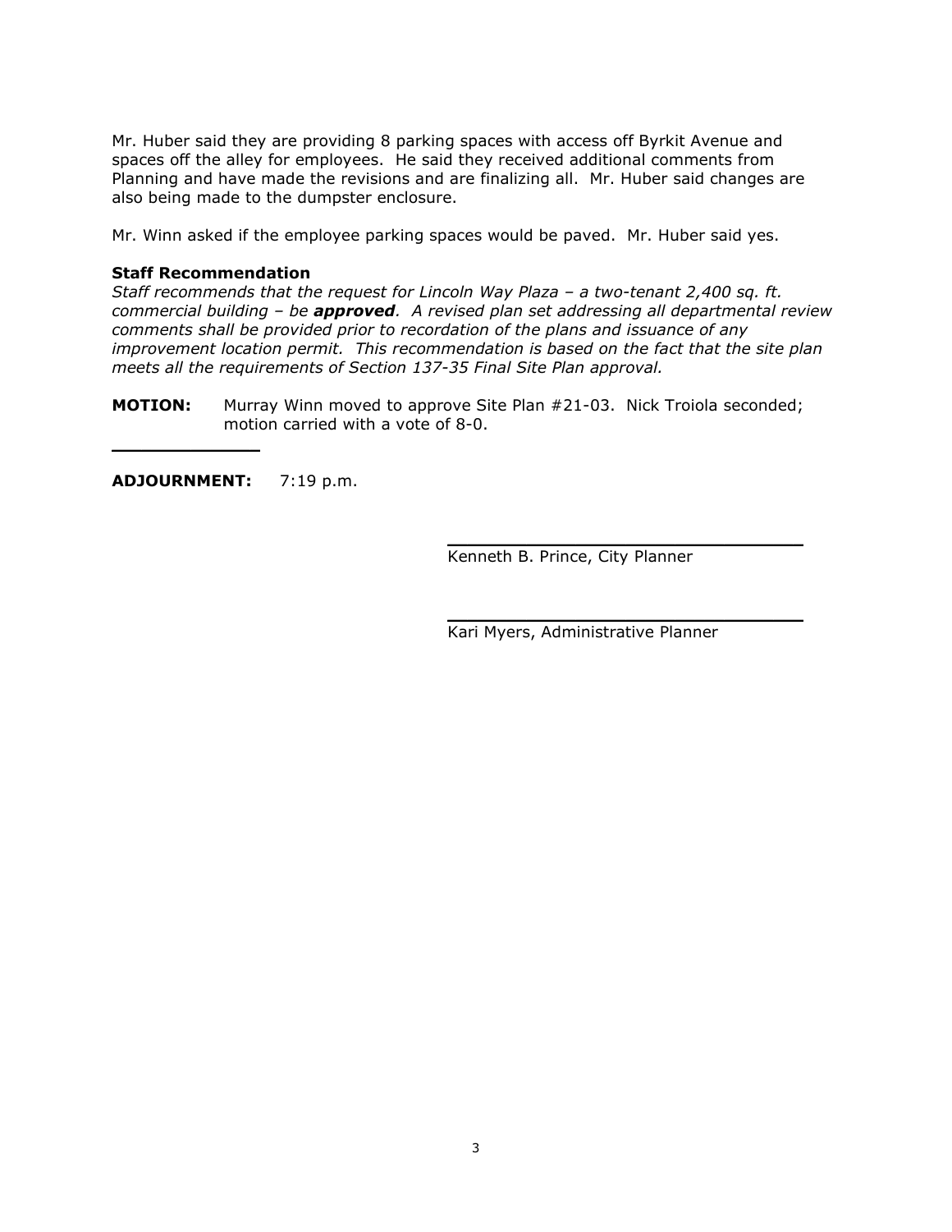Mr. Huber said they are providing 8 parking spaces with access off Byrkit Avenue and spaces off the alley for employees. He said they received additional comments from Planning and have made the revisions and are finalizing all. Mr. Huber said changes are also being made to the dumpster enclosure.

Mr. Winn asked if the employee parking spaces would be paved. Mr. Huber said yes.

**Staff Recommendation**

*Staff recommends that the request for Lincoln Way Plaza – a two-tenant 2,400 sq. ft. commercial building – be **approved**. A revised plan set addressing all departmental review comments shall be provided prior to recordation of the plans and issuance of any improvement location permit. This recommendation is based on the fact that the site plan meets all the requirements of Section 137-35 Final Site Plan approval.*

**MOTION:** Murray Winn moved to approve Site Plan #21-03. Nick Troiola seconded; motion carried with a vote of 8-0.

---

**ADJOURNMENT:** 7:19 p.m.

Kenneth B. Prince, City Planner

Kari Myers, Administrative Planner